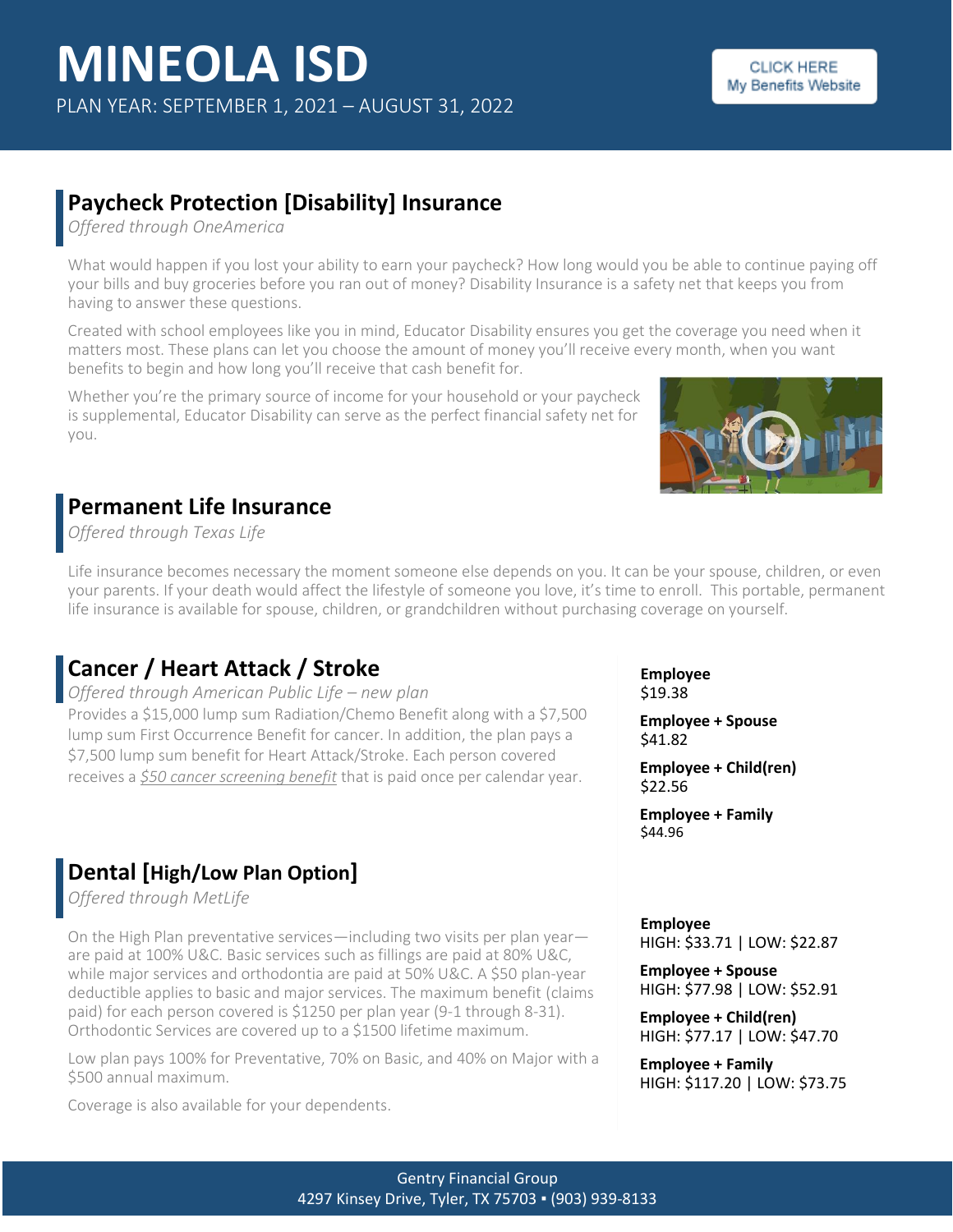# MINEOLA ISD

PLAN YEAR: SEPTEMBER 1, 2021 – AUGUST 31, 2022

CLICK HERE
My Benefits Website

## Paycheck Protection [Disability] Insurance

*Offered through OneAmerica*

What would happen if you lost your ability to earn your paycheck? How long would you be able to continue paying off your bills and buy groceries before you ran out of money? Disability Insurance is a safety net that keeps you from having to answer these questions.

Created with school employees like you in mind, Educator Disability ensures you get the coverage you need when it matters most. These plans can let you choose the amount of money you'll receive every month, when you want benefits to begin and how long you'll receive that cash benefit for.

Whether you're the primary source of income for your household or your paycheck is supplemental, Educator Disability can serve as the perfect financial safety net for you.

## Permanent Life Insurance

*Offered through Texas Life*

Life insurance becomes necessary the moment someone else depends on you. It can be your spouse, children, or even your parents. If your death would affect the lifestyle of someone you love, it's time to enroll. This portable, permanent life insurance is available for spouse, children, or grandchildren without purchasing coverage on yourself.

## Cancer / Heart Attack / Stroke

*Offered through American Public Life – new plan*

Provides a $15,000 lump sum Radiation/Chemo Benefit along with a $7,500 lump sum First Occurrence Benefit for cancer. In addition, the plan pays a $7,500 lump sum benefit for Heart Attack/Stroke. Each person covered receives a *$50 cancer screening benefit* that is paid once per calendar year.

**Employee**
$19.38

**Employee + Spouse**
$41.82

**Employee + Child(ren)**
$22.56

**Employee + Family**
$44.96

## Dental [High/Low Plan Option]

*Offered through MetLife*

On the High Plan preventative services—including two visits per plan year—are paid at 100% U&C. Basic services such as fillings are paid at 80% U&C, while major services and orthodontia are paid at 50% U&C. A $50 plan-year deductible applies to basic and major services. The maximum benefit (claims paid) for each person covered is $1250 per plan year (9-1 through 8-31). Orthodontic Services are covered up to a $1500 lifetime maximum.

Low plan pays 100% for Preventative, 70% on Basic, and 40% on Major with a $500 annual maximum.

Coverage is also available for your dependents.

**Employee**
HIGH: $33.71 | LOW: $22.87

**Employee + Spouse**
HIGH: $77.98 | LOW: $52.91

**Employee + Child(ren)**
HIGH: $77.17 | LOW: $47.70

**Employee + Family**
HIGH: $117.20 | LOW: $73.75

Gentry Financial Group
4297 Kinsey Drive, Tyler, TX 75703 ▪ (903) 939-8133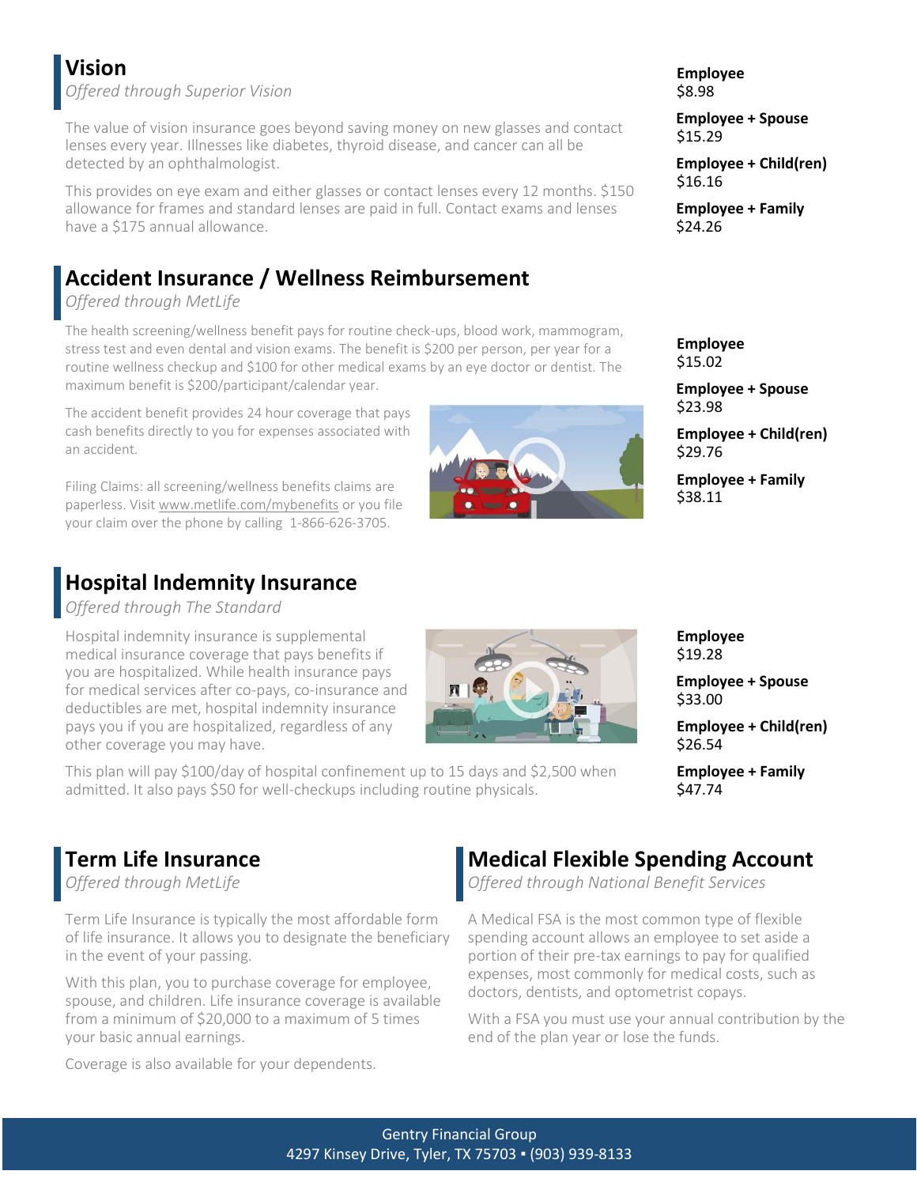## Vision

*Offered through Superior Vision*

The value of vision insurance goes beyond saving money on new glasses and contact lenses every year. Illnesses like diabetes, thyroid disease, and cancer can all be detected by an ophthalmologist.

This provides on eye exam and either glasses or contact lenses every 12 months. $150 allowance for frames and standard lenses are paid in full. Contact exams and lenses have a $175 annual allowance.

**Employee**
$8.98

**Employee + Spouse**
$15.29

**Employee + Child(ren)**
$16.16

**Employee + Family**
$24.26

## Accident Insurance / Wellness Reimbursement

*Offered through MetLife*

The health screening/wellness benefit pays for routine check-ups, blood work, mammogram, stress test and even dental and vision exams. The benefit is $200 per person, per year for a routine wellness checkup and $100 for other medical exams by an eye doctor or dentist. The maximum benefit is $200/participant/calendar year.

The accident benefit provides 24 hour coverage that pays cash benefits directly to you for expenses associated with an accident.

Filing Claims: all screening/wellness benefits claims are paperless. Visit www.metlife.com/mybenefits or you file your claim over the phone by calling 1-866-626-3705.

**Employee**
$15.02

**Employee + Spouse**
$23.98

**Employee + Child(ren)**
$29.76

**Employee + Family**
$38.11

## Hospital Indemnity Insurance

*Offered through The Standard*

Hospital indemnity insurance is supplemental medical insurance coverage that pays benefits if you are hospitalized. While health insurance pays for medical services after co-pays, co-insurance and deductibles are met, hospital indemnity insurance pays you if you are hospitalized, regardless of any other coverage you may have.

This plan will pay $100/day of hospital confinement up to 15 days and $2,500 when admitted. It also pays $50 for well-checkups including routine physicals.

**Employee**
$19.28

**Employee + Spouse**
$33.00

**Employee + Child(ren)**
$26.54

**Employee + Family**
$47.74

## Term Life Insurance

*Offered through MetLife*

Term Life Insurance is typically the most affordable form of life insurance. It allows you to designate the beneficiary in the event of your passing.

With this plan, you to purchase coverage for employee, spouse, and children. Life insurance coverage is available from a minimum of $20,000 to a maximum of 5 times your basic annual earnings.

Coverage is also available for your dependents.

## Medical Flexible Spending Account

*Offered through National Benefit Services*

A Medical FSA is the most common type of flexible spending account allows an employee to set aside a portion of their pre-tax earnings to pay for qualified expenses, most commonly for medical costs, such as doctors, dentists, and optometrist copays.

With a FSA you must use your annual contribution by the end of the plan year or lose the funds.

Gentry Financial Group
4297 Kinsey Drive, Tyler, TX 75703 ▪ (903) 939-8133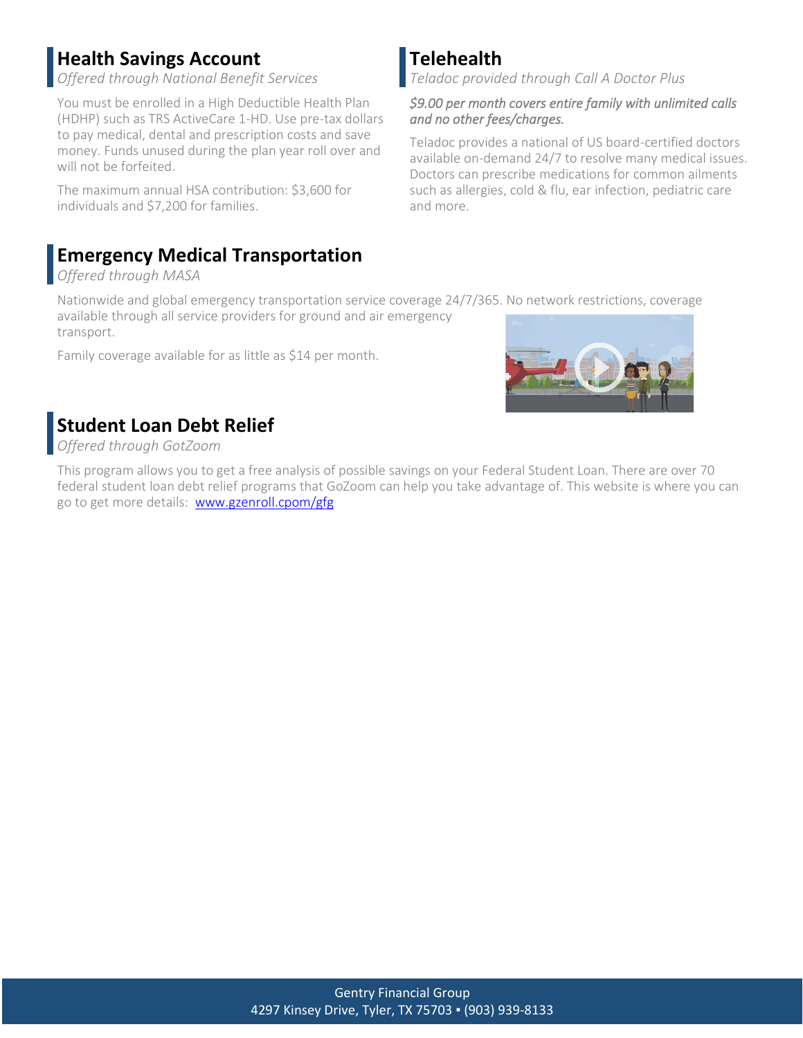## Health Savings Account

*Offered through National Benefit Services*

You must be enrolled in a High Deductible Health Plan (HDHP) such as TRS ActiveCare 1-HD. Use pre-tax dollars to pay medical, dental and prescription costs and save money. Funds unused during the plan year roll over and will not be forfeited.

The maximum annual HSA contribution: $3,600 for individuals and $7,200 for families.

## Telehealth

*Teladoc provided through Call A Doctor Plus*

*$9.00 per month covers entire family with unlimited calls and no other fees/charges.*

Teladoc provides a national of US board-certified doctors available on-demand 24/7 to resolve many medical issues. Doctors can prescribe medications for common ailments such as allergies, cold & flu, ear infection, pediatric care and more.

## Emergency Medical Transportation

*Offered through MASA*

Nationwide and global emergency transportation service coverage 24/7/365. No network restrictions, coverage available through all service providers for ground and air emergency transport.

Family coverage available for as little as $14 per month.

## Student Loan Debt Relief

*Offered through GotZoom*

This program allows you to get a free analysis of possible savings on your Federal Student Loan. There are over 70 federal student loan debt relief programs that GoZoom can help you take advantage of. This website is where you can go to get more details: [www.gzenroll.cpom/gfg](www.gzenroll.cpom/gfg)

Gentry Financial Group
4297 Kinsey Drive, Tyler, TX 75703 ▪ (903) 939-8133